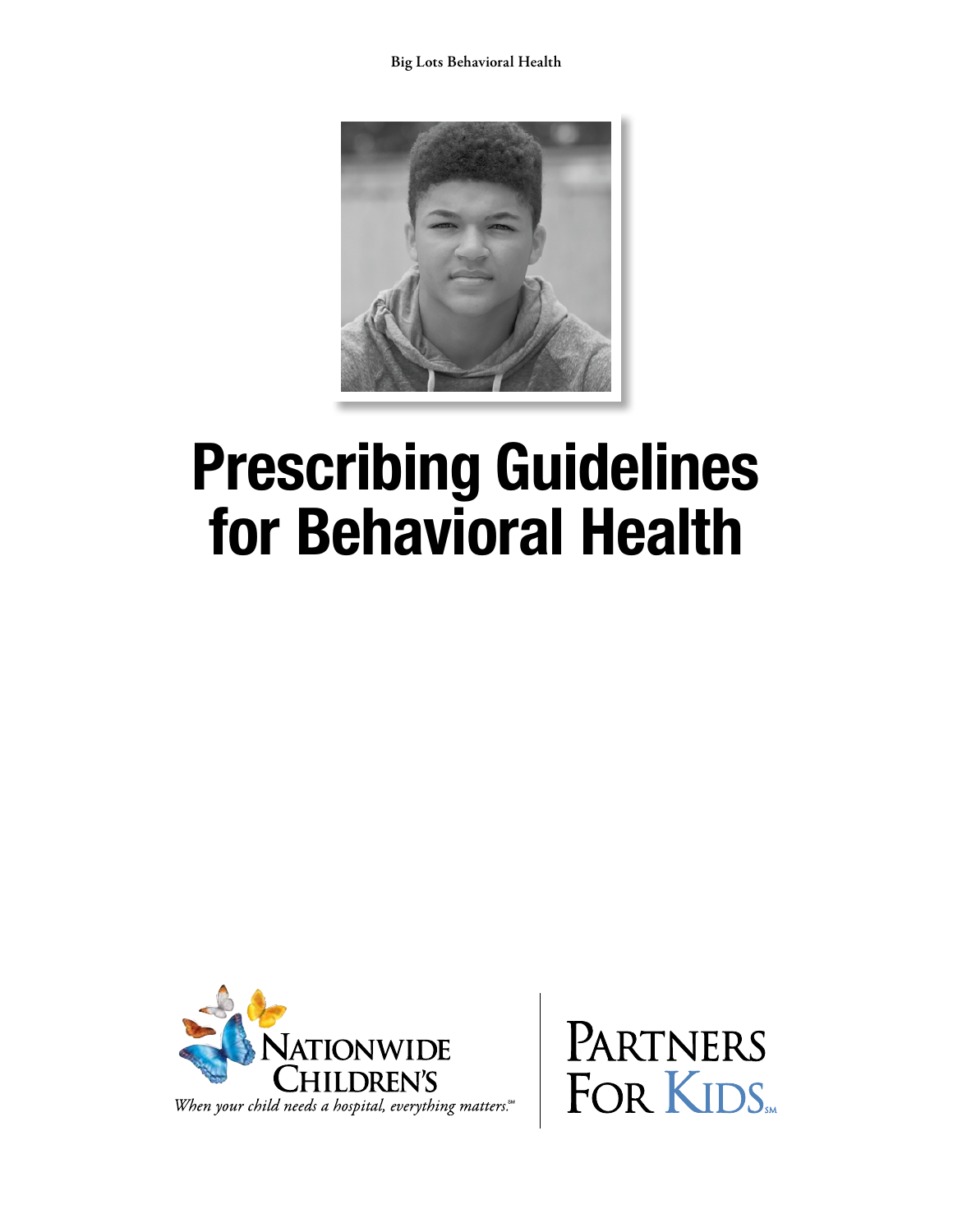Big Lots Behavioral Health

# Prescribing Guidelines for Behavioral Health

Nationwide Children's

*When your child needs a hospital, everything matters.*℠

Partners For Kids℠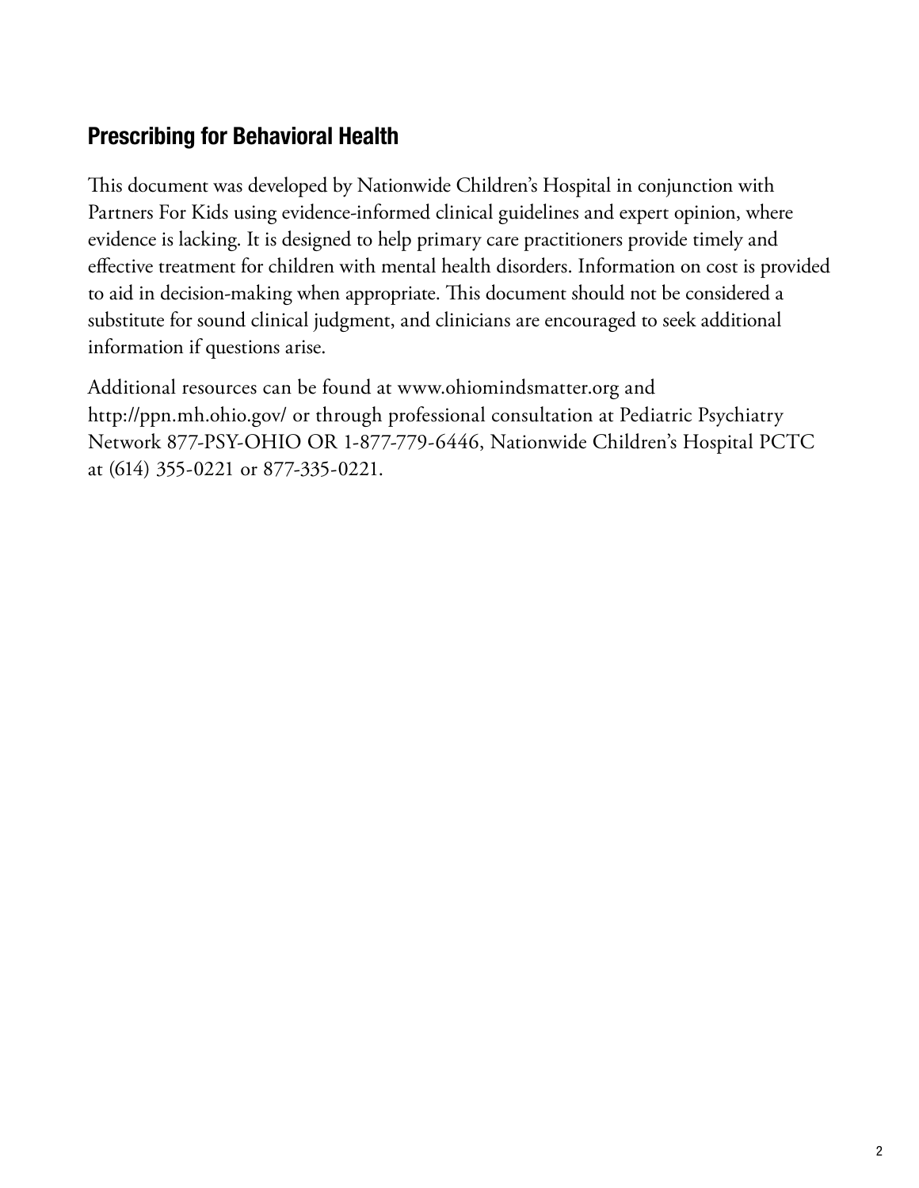## Prescribing for Behavioral Health

This document was developed by Nationwide Children's Hospital in conjunction with Partners For Kids using evidence-informed clinical guidelines and expert opinion, where evidence is lacking. It is designed to help primary care practitioners provide timely and effective treatment for children with mental health disorders. Information on cost is provided to aid in decision-making when appropriate. This document should not be considered a substitute for sound clinical judgment, and clinicians are encouraged to seek additional information if questions arise.

Additional resources can be found at www.ohiomindsmatter.org and http://ppn.mh.ohio.gov/ or through professional consultation at Pediatric Psychiatry Network 877-PSY-OHIO OR 1-877-779-6446, Nationwide Children's Hospital PCTC at (614) 355-0221 or 877-335-0221.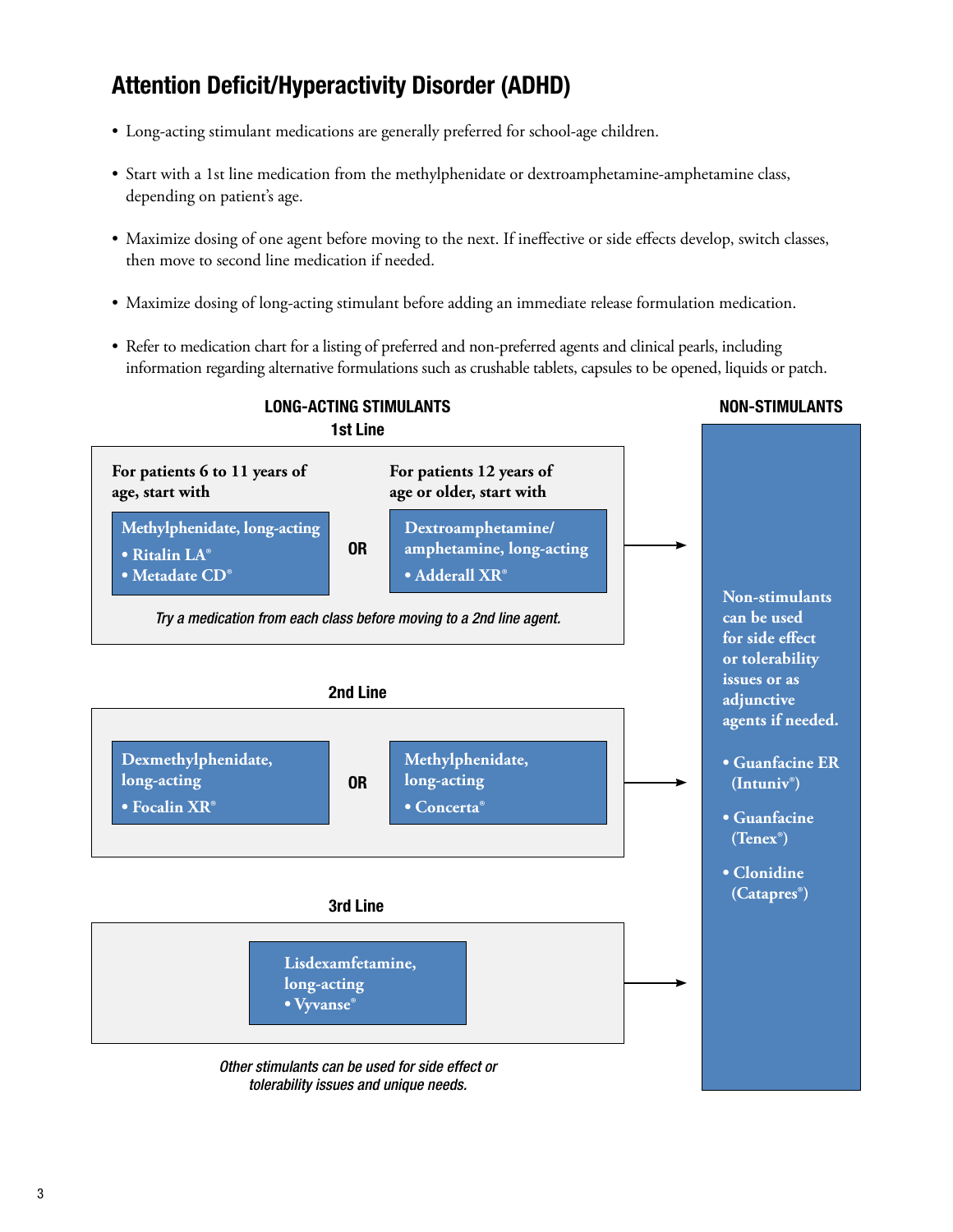# Attention Deficit/Hyperactivity Disorder (ADHD)

- Long-acting stimulant medications are generally preferred for school-age children.
- Start with a 1st line medication from the methylphenidate or dextroamphetamine-amphetamine class, depending on patient's age.
- Maximize dosing of one agent before moving to the next. If ineffective or side effects develop, switch classes, then move to second line medication if needed.
- Maximize dosing of long-acting stimulant before adding an immediate release formulation medication.
- Refer to medication chart for a listing of preferred and non-preferred agents and clinical pearls, including information regarding alternative formulations such as crushable tablets, capsules to be opened, liquids or patch.

## LONG-ACTING STIMULANTS

### 1st Line

**For patients 6 to 11 years of age, start with**

**Methylphenidate, long-acting**
- **Ritalin LA®**
- **Metadate CD®**

**OR**

**For patients 12 years of age or older, start with**

**Dextroamphetamine/amphetamine, long-acting**
- **Adderall XR®**

*Try a medication from each class before moving to a 2nd line agent.*

### 2nd Line

**Dexmethylphenidate, long-acting**
- **Focalin XR®**

**OR**

**Methylphenidate, long-acting**
- **Concerta®**

### 3rd Line

**Lisdexamfetamine, long-acting**
- **Vyvanse®**

*Other stimulants can be used for side effect or tolerability issues and unique needs.*

## NON-STIMULANTS

**Non-stimulants can be used for side effect or tolerability issues or as adjunctive agents if needed.**

- **Guanfacine ER (Intuniv®)**
- **Guanfacine (Tenex®)**
- **Clonidine (Catapres®)**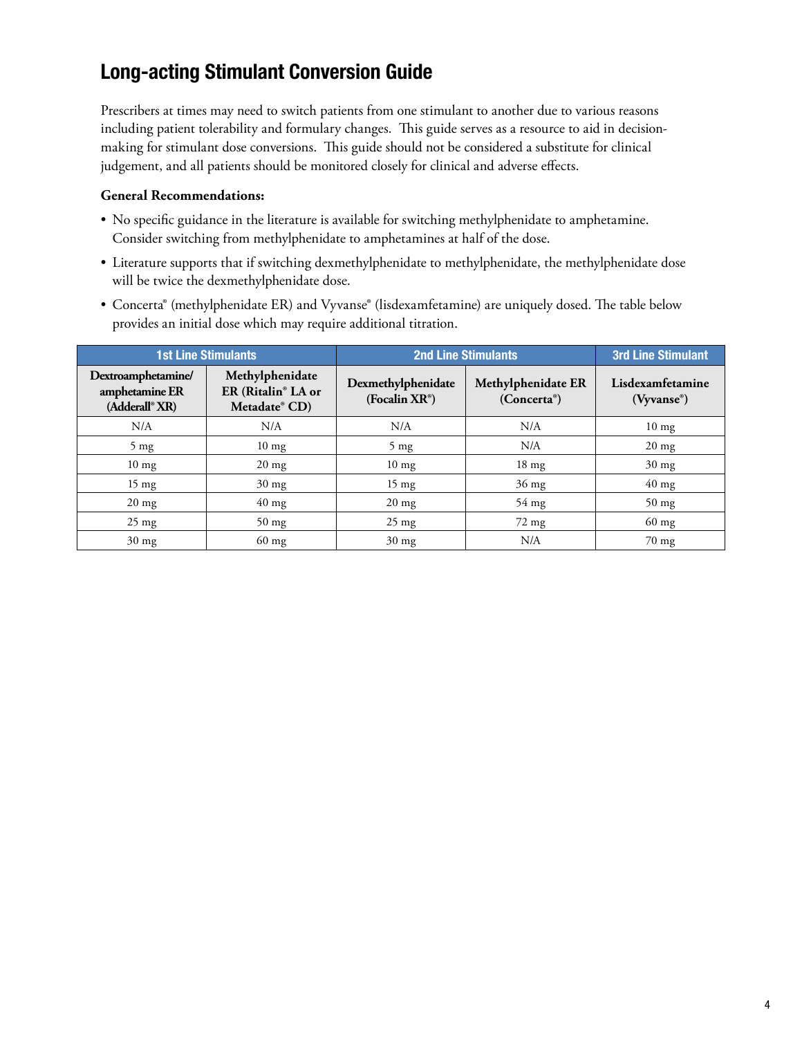## Long-acting Stimulant Conversion Guide

Prescribers at times may need to switch patients from one stimulant to another due to various reasons including patient tolerability and formulary changes. This guide serves as a resource to aid in decision-making for stimulant dose conversions. This guide should not be considered a substitute for clinical judgement, and all patients should be monitored closely for clinical and adverse effects.

**General Recommendations:**

- No specific guidance in the literature is available for switching methylphenidate to amphetamine. Consider switching from methylphenidate to amphetamines at half of the dose.
- Literature supports that if switching dexmethylphenidate to methylphenidate, the methylphenidate dose will be twice the dexmethylphenidate dose.
- Concerta® (methylphenidate ER) and Vyvanse® (lisdexamfetamine) are uniquely dosed. The table below provides an initial dose which may require additional titration.

| 1st Line Stimulants | | 2nd Line Stimulants | | 3rd Line Stimulant |
|---|---|---|---|---|
| **Dextroamphetamine/ amphetamine ER (Adderall® XR)** | **Methylphenidate ER (Ritalin® LA or Metadate® CD)** | **Dexmethylphenidate (Focalin XR®)** | **Methylphenidate ER (Concerta®)** | **Lisdexamfetamine (Vyvanse®)** |
| N/A | N/A | N/A | N/A | 10 mg |
| 5 mg | 10 mg | 5 mg | N/A | 20 mg |
| 10 mg | 20 mg | 10 mg | 18 mg | 30 mg |
| 15 mg | 30 mg | 15 mg | 36 mg | 40 mg |
| 20 mg | 40 mg | 20 mg | 54 mg | 50 mg |
| 25 mg | 50 mg | 25 mg | 72 mg | 60 mg |
| 30 mg | 60 mg | 30 mg | N/A | 70 mg |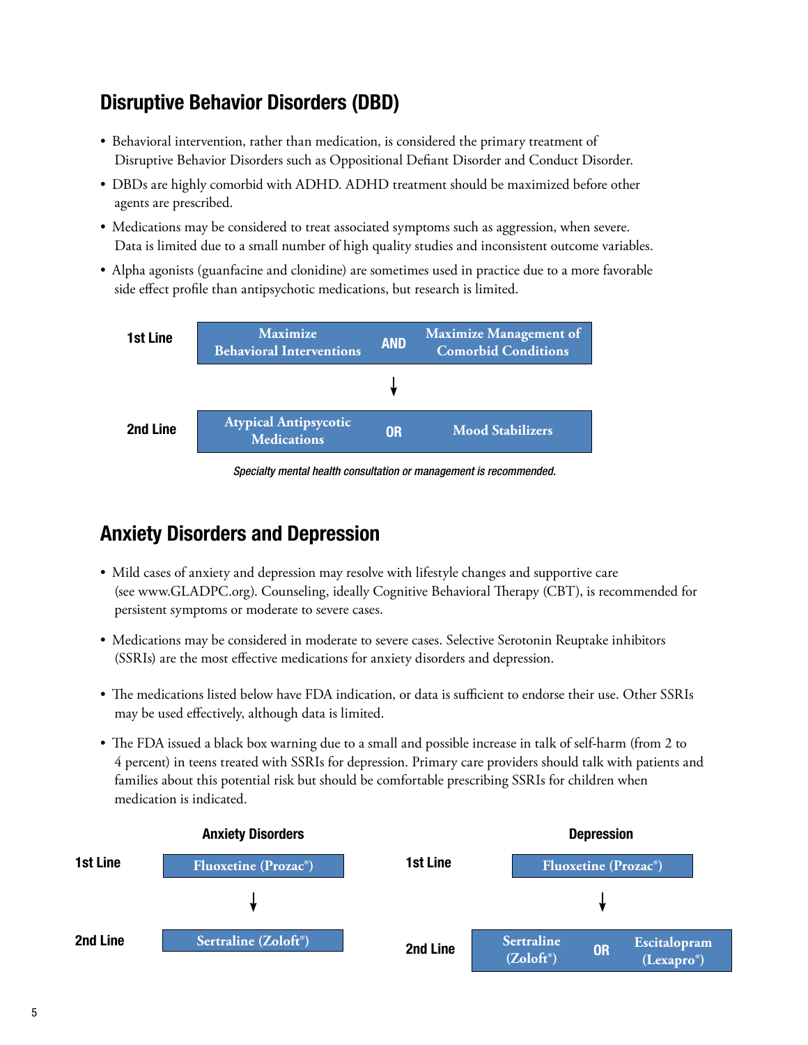## Disruptive Behavior Disorders (DBD)

- Behavioral intervention, rather than medication, is considered the primary treatment of Disruptive Behavior Disorders such as Oppositional Defiant Disorder and Conduct Disorder.
- DBDs are highly comorbid with ADHD. ADHD treatment should be maximized before other agents are prescribed.
- Medications may be considered to treat associated symptoms such as aggression, when severe. Data is limited due to a small number of high quality studies and inconsistent outcome variables.
- Alpha agonists (guanfacine and clonidine) are sometimes used in practice due to a more favorable side effect profile than antipsychotic medications, but research is limited.

| | | | |
|---|---|---|---|
| **1st Line** | Maximize Behavioral Interventions | AND | Maximize Management of Comorbid Conditions |
| | | ↓ | |
| **2nd Line** | Atypical Antipsycotic Medications | OR | Mood Stabilizers |

*Specialty mental health consultation or management is recommended.*

## Anxiety Disorders and Depression

- Mild cases of anxiety and depression may resolve with lifestyle changes and supportive care (see www.GLADPC.org). Counseling, ideally Cognitive Behavioral Therapy (CBT), is recommended for persistent symptoms or moderate to severe cases.
- Medications may be considered in moderate to severe cases. Selective Serotonin Reuptake inhibitors (SSRIs) are the most effective medications for anxiety disorders and depression.
- The medications listed below have FDA indication, or data is sufficient to endorse their use. Other SSRIs may be used effectively, although data is limited.
- The FDA issued a black box warning due to a small and possible increase in talk of self-harm (from 2 to 4 percent) in teens treated with SSRIs for depression. Primary care providers should talk with patients and families about this potential risk but should be comfortable prescribing SSRIs for children when medication is indicated.

**Anxiety Disorders**

| | |
|---|---|
| **1st Line** | Fluoxetine (Prozac®) |
| | ↓ |
| **2nd Line** | Sertraline (Zoloft®) |

**Depression**

| | | | |
|---|---|---|---|
| **1st Line** | Fluoxetine (Prozac®) | | |
| | ↓ | | |
| **2nd Line** | Sertraline (Zoloft®) | OR | Escitalopram (Lexapro®) |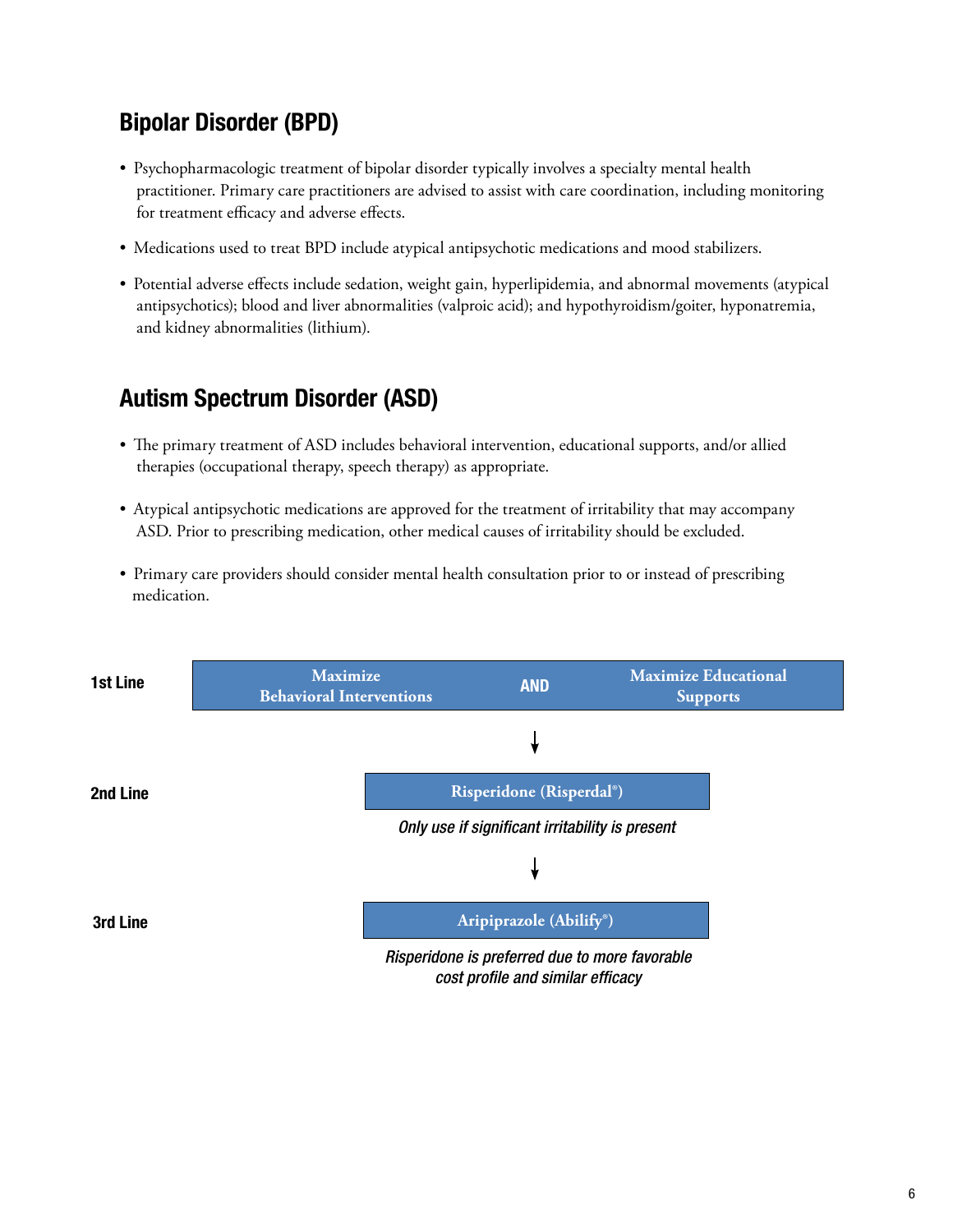## Bipolar Disorder (BPD)

- Psychopharmacologic treatment of bipolar disorder typically involves a specialty mental health practitioner. Primary care practitioners are advised to assist with care coordination, including monitoring for treatment efficacy and adverse effects.
- Medications used to treat BPD include atypical antipsychotic medications and mood stabilizers.
- Potential adverse effects include sedation, weight gain, hyperlipidemia, and abnormal movements (atypical antipsychotics); blood and liver abnormalities (valproic acid); and hypothyroidism/goiter, hyponatremia, and kidney abnormalities (lithium).

## Autism Spectrum Disorder (ASD)

- The primary treatment of ASD includes behavioral intervention, educational supports, and/or allied therapies (occupational therapy, speech therapy) as appropriate.
- Atypical antipsychotic medications are approved for the treatment of irritability that may accompany ASD. Prior to prescribing medication, other medical causes of irritability should be excluded.
- Primary care providers should consider mental health consultation prior to or instead of prescribing medication.

**1st Line**

**Maximize Behavioral Interventions** **AND** **Maximize Educational Supports**

↓

**2nd Line**

**Risperidone (Risperdal®)**

*Only use if significant irritability is present*

↓

**3rd Line**

**Aripiprazole (Abilify®)**

*Risperidone is preferred due to more favorable cost profile and similar efficacy*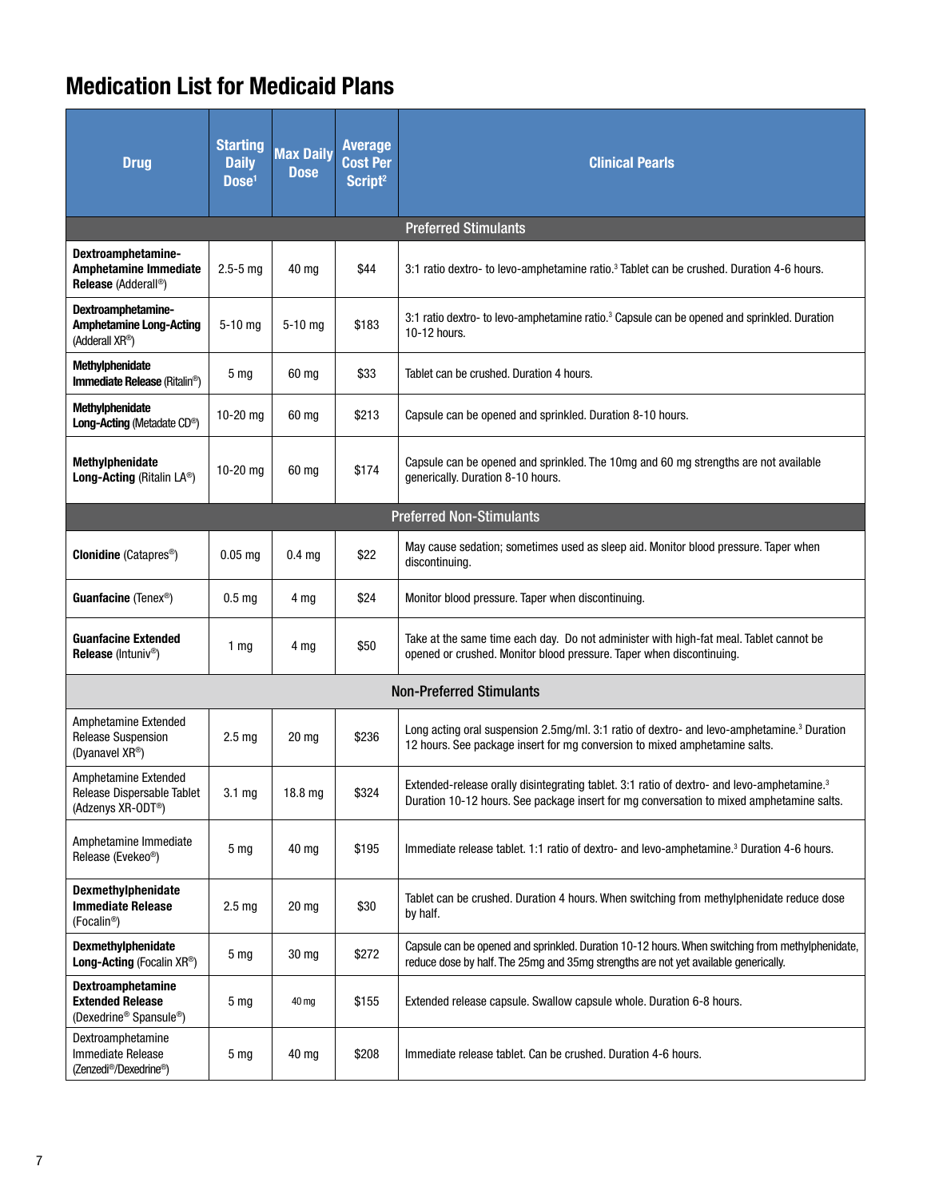# Medication List for Medicaid Plans

| Drug | Starting Daily Dose[1] | Max Daily Dose | Average Cost Per Script[2] | Clinical Pearls |
|---|---|---|---|---|
| **Preferred Stimulants** | | | | |
| **Dextroamphetamine-Amphetamine Immediate Release** (Adderall®) | 2.5-5 mg | 40 mg | $44 | 3:1 ratio dextro- to levo-amphetamine ratio.[3] Tablet can be crushed. Duration 4-6 hours. |
| **Dextroamphetamine-Amphetamine Long-Acting** (Adderall XR®) | 5-10 mg | 5-10 mg | $183 | 3:1 ratio dextro- to levo-amphetamine ratio.[3] Capsule can be opened and sprinkled. Duration 10-12 hours. |
| **Methylphenidate Immediate Release** (Ritalin®) | 5 mg | 60 mg | $33 | Tablet can be crushed. Duration 4 hours. |
| **Methylphenidate Long-Acting** (Metadate CD®) | 10-20 mg | 60 mg | $213 | Capsule can be opened and sprinkled. Duration 8-10 hours. |
| **Methylphenidate Long-Acting** (Ritalin LA®) | 10-20 mg | 60 mg | $174 | Capsule can be opened and sprinkled. The 10mg and 60 mg strengths are not available generically. Duration 8-10 hours. |
| **Preferred Non-Stimulants** | | | | |
| **Clonidine** (Catapres®) | 0.05 mg | 0.4 mg | $22 | May cause sedation; sometimes used as sleep aid. Monitor blood pressure. Taper when discontinuing. |
| **Guanfacine** (Tenex®) | 0.5 mg | 4 mg | $24 | Monitor blood pressure. Taper when discontinuing. |
| **Guanfacine Extended Release** (Intuniv®) | 1 mg | 4 mg | $50 | Take at the same time each day. Do not administer with high-fat meal. Tablet cannot be opened or crushed. Monitor blood pressure. Taper when discontinuing. |
| **Non-Preferred Stimulants** | | | | |
| Amphetamine Extended Release Suspension (Dyanavel XR®) | 2.5 mg | 20 mg | $236 | Long acting oral suspension 2.5mg/ml. 3:1 ratio of dextro- and levo-amphetamine.[3] Duration 12 hours. See package insert for mg conversion to mixed amphetamine salts. |
| Amphetamine Extended Release Dispersable Tablet (Adzenys XR-ODT®) | 3.1 mg | 18.8 mg | $324 | Extended-release orally disintegrating tablet. 3:1 ratio of dextro- and levo-amphetamine.[3] Duration 10-12 hours. See package insert for mg conversation to mixed amphetamine salts. |
| Amphetamine Immediate Release (Evekeo®) | 5 mg | 40 mg | $195 | Immediate release tablet. 1:1 ratio of dextro- and levo-amphetamine.[3] Duration 4-6 hours. |
| **Dexmethylphenidate Immediate Release** (Focalin®) | 2.5 mg | 20 mg | $30 | Tablet can be crushed. Duration 4 hours. When switching from methylphenidate reduce dose by half. |
| **Dexmethylphenidate Long-Acting** (Focalin XR®) | 5 mg | 30 mg | $272 | Capsule can be opened and sprinkled. Duration 10-12 hours. When switching from methylphenidate, reduce dose by half. The 25mg and 35mg strengths are not yet available generically. |
| **Dextroamphetamine Extended Release** (Dexedrine® Spansule®) | 5 mg | 40 mg | $155 | Extended release capsule. Swallow capsule whole. Duration 6-8 hours. |
| Dextroamphetamine Immediate Release (Zenzedi®/Dexedrine®) | 5 mg | 40 mg | $208 | Immediate release tablet. Can be crushed. Duration 4-6 hours. |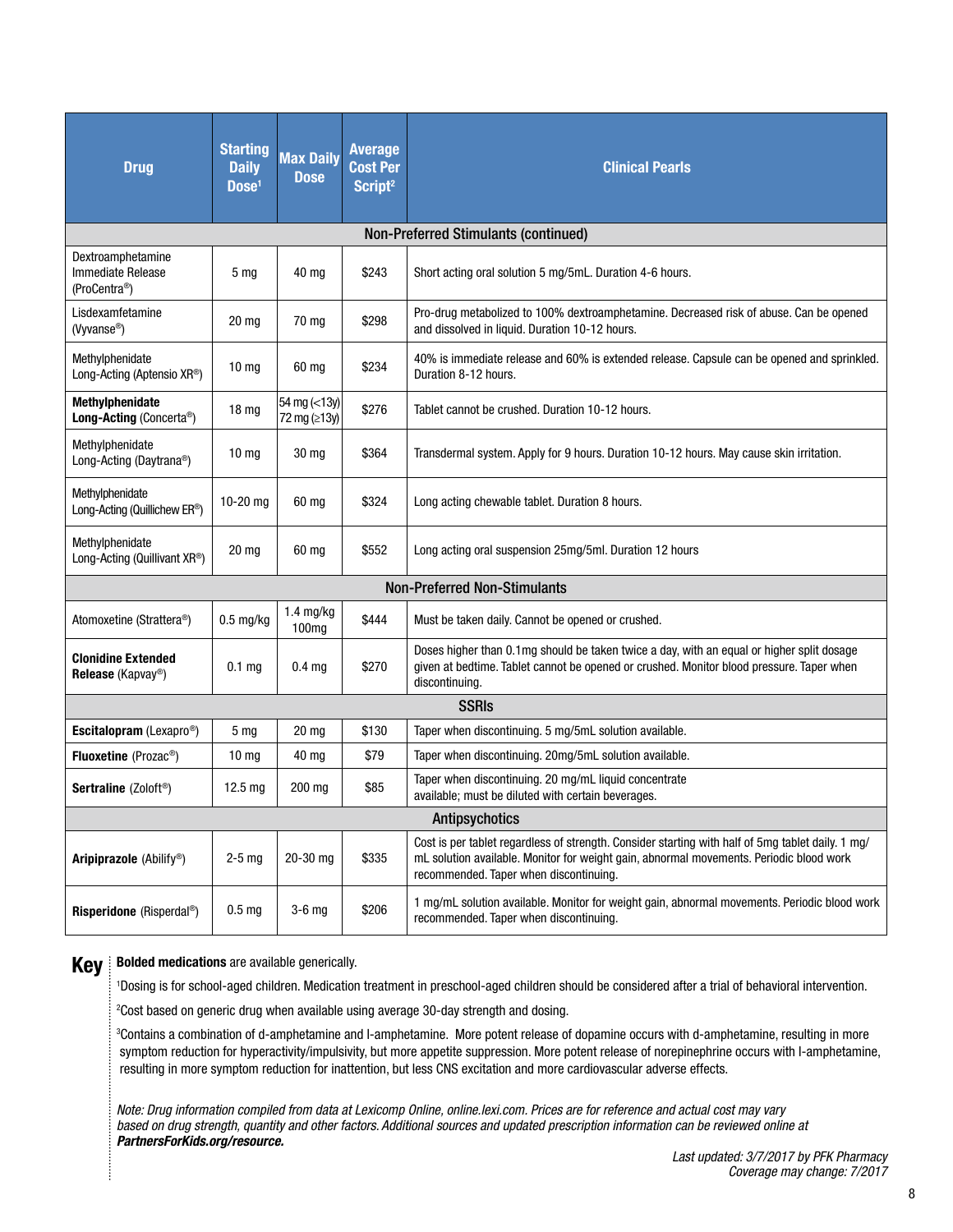| Drug | Starting Daily Dose[1] | Max Daily Dose | Average Cost Per Script[2] | Clinical Pearls |
|---|---|---|---|---|
| **Non-Preferred Stimulants (continued)** | | | | |
| Dextroamphetamine Immediate Release (ProCentra®) | 5 mg | 40 mg | $243 | Short acting oral solution 5 mg/5mL. Duration 4-6 hours. |
| Lisdexamfetamine (Vyvanse®) | 20 mg | 70 mg | $298 | Pro-drug metabolized to 100% dextroamphetamine. Decreased risk of abuse. Can be opened and dissolved in liquid. Duration 10-12 hours. |
| Methylphenidate Long-Acting (Aptensio XR®) | 10 mg | 60 mg | $234 | 40% is immediate release and 60% is extended release. Capsule can be opened and sprinkled. Duration 8-12 hours. |
| **Methylphenidate Long-Acting** (Concerta®) | 18 mg | 54 mg (<13y) 72 mg (≥13y) | $276 | Tablet cannot be crushed. Duration 10-12 hours. |
| Methylphenidate Long-Acting (Daytrana®) | 10 mg | 30 mg | $364 | Transdermal system. Apply for 9 hours. Duration 10-12 hours. May cause skin irritation. |
| Methylphenidate Long-Acting (Quillichew ER®) | 10-20 mg | 60 mg | $324 | Long acting chewable tablet. Duration 8 hours. |
| Methylphenidate Long-Acting (Quillivant XR®) | 20 mg | 60 mg | $552 | Long acting oral suspension 25mg/5ml. Duration 12 hours |
| **Non-Preferred Non-Stimulants** | | | | |
| Atomoxetine (Strattera®) | 0.5 mg/kg | 1.4 mg/kg 100mg | $444 | Must be taken daily. Cannot be opened or crushed. |
| **Clonidine Extended Release** (Kapvay®) | 0.1 mg | 0.4 mg | $270 | Doses higher than 0.1mg should be taken twice a day, with an equal or higher split dosage given at bedtime. Tablet cannot be opened or crushed. Monitor blood pressure. Taper when discontinuing. |
| **SSRIs** | | | | |
| **Escitalopram** (Lexapro®) | 5 mg | 20 mg | $130 | Taper when discontinuing. 5 mg/5mL solution available. |
| **Fluoxetine** (Prozac®) | 10 mg | 40 mg | $79 | Taper when discontinuing. 20mg/5mL solution available. |
| **Sertraline** (Zoloft®) | 12.5 mg | 200 mg | $85 | Taper when discontinuing. 20 mg/mL liquid concentrate available; must be diluted with certain beverages. |
| **Antipsychotics** | | | | |
| **Aripiprazole** (Abilify®) | 2-5 mg | 20-30 mg | $335 | Cost is per tablet regardless of strength. Consider starting with half of 5mg tablet daily. 1 mg/mL solution available. Monitor for weight gain, abnormal movements. Periodic blood work recommended. Taper when discontinuing. |
| **Risperidone** (Risperdal®) | 0.5 mg | 3-6 mg | $206 | 1 mg/mL solution available. Monitor for weight gain, abnormal movements. Periodic blood work recommended. Taper when discontinuing. |

**Key**

**Bolded medications** are available generically.

[1]Dosing is for school-aged children. Medication treatment in preschool-aged children should be considered after a trial of behavioral intervention.

[2]Cost based on generic drug when available using average 30-day strength and dosing.

[3]Contains a combination of d-amphetamine and l-amphetamine. More potent release of dopamine occurs with d-amphetamine, resulting in more symptom reduction for hyperactivity/impulsivity, but more appetite suppression. More potent release of norepinephrine occurs with l-amphetamine, resulting in more symptom reduction for inattention, but less CNS excitation and more cardiovascular adverse effects.

*Note: Drug information compiled from data at Lexicomp Online, online.lexi.com. Prices are for reference and actual cost may vary based on drug strength, quantity and other factors. Additional sources and updated prescription information can be reviewed online at **PartnersForKids.org/resource.***

*Last updated: 3/7/2017 by PFK Pharmacy*
*Coverage may change: 7/2017*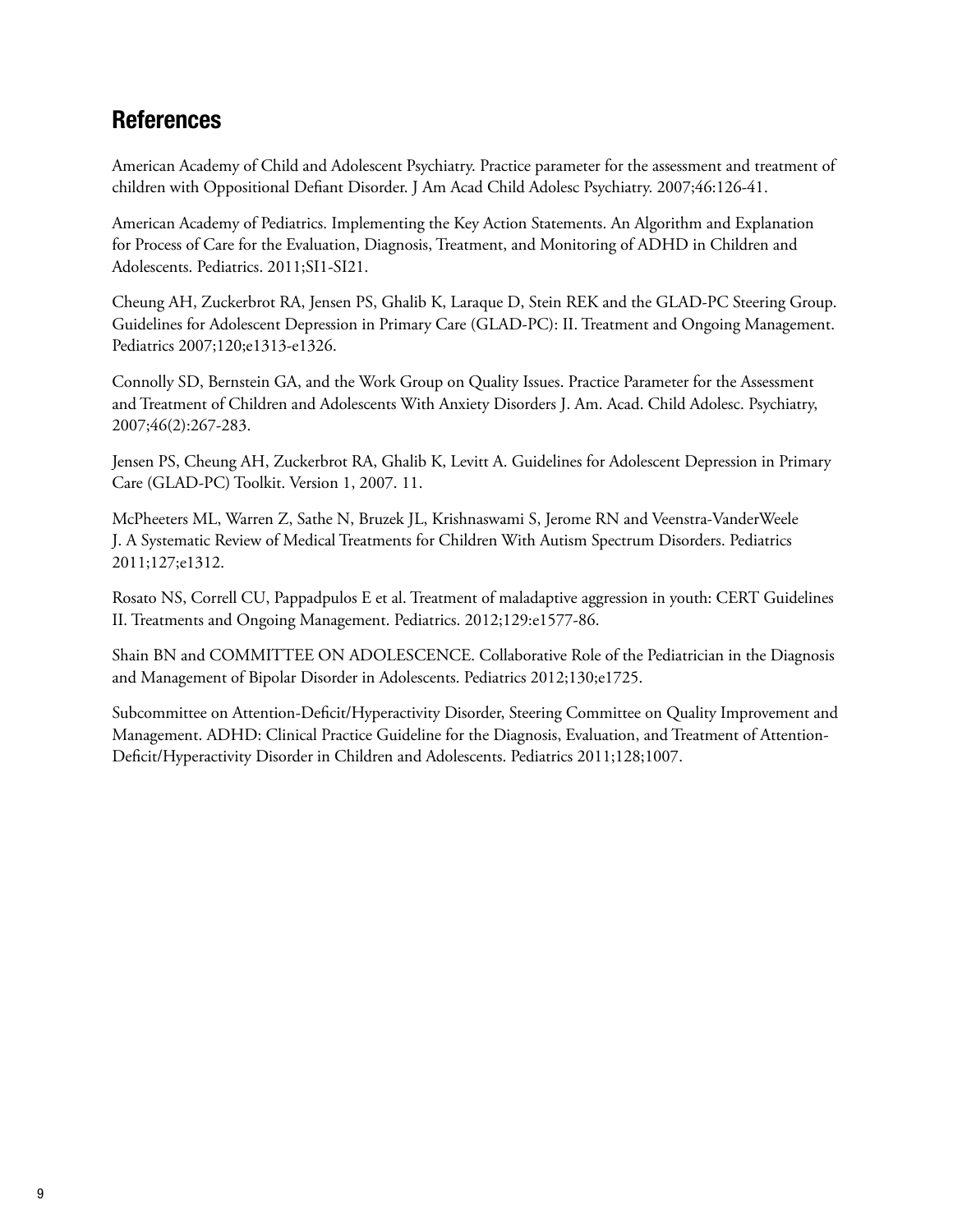## References

American Academy of Child and Adolescent Psychiatry. Practice parameter for the assessment and treatment of children with Oppositional Defiant Disorder. J Am Acad Child Adolesc Psychiatry. 2007;46:126-41.

American Academy of Pediatrics. Implementing the Key Action Statements. An Algorithm and Explanation for Process of Care for the Evaluation, Diagnosis, Treatment, and Monitoring of ADHD in Children and Adolescents. Pediatrics. 2011;SI1-SI21.

Cheung AH, Zuckerbrot RA, Jensen PS, Ghalib K, Laraque D, Stein REK and the GLAD-PC Steering Group. Guidelines for Adolescent Depression in Primary Care (GLAD-PC): II. Treatment and Ongoing Management. Pediatrics 2007;120;e1313-e1326.

Connolly SD, Bernstein GA, and the Work Group on Quality Issues. Practice Parameter for the Assessment and Treatment of Children and Adolescents With Anxiety Disorders J. Am. Acad. Child Adolesc. Psychiatry, 2007;46(2):267-283.

Jensen PS, Cheung AH, Zuckerbrot RA, Ghalib K, Levitt A. Guidelines for Adolescent Depression in Primary Care (GLAD-PC) Toolkit. Version 1, 2007. 11.

McPheeters ML, Warren Z, Sathe N, Bruzek JL, Krishnaswami S, Jerome RN and Veenstra-VanderWeele J. A Systematic Review of Medical Treatments for Children With Autism Spectrum Disorders. Pediatrics 2011;127;e1312.

Rosato NS, Correll CU, Pappadpulos E et al. Treatment of maladaptive aggression in youth: CERT Guidelines II. Treatments and Ongoing Management. Pediatrics. 2012;129:e1577-86.

Shain BN and COMMITTEE ON ADOLESCENCE. Collaborative Role of the Pediatrician in the Diagnosis and Management of Bipolar Disorder in Adolescents. Pediatrics 2012;130;e1725.

Subcommittee on Attention-Deficit/Hyperactivity Disorder, Steering Committee on Quality Improvement and Management. ADHD: Clinical Practice Guideline for the Diagnosis, Evaluation, and Treatment of Attention-Deficit/Hyperactivity Disorder in Children and Adolescents. Pediatrics 2011;128;1007.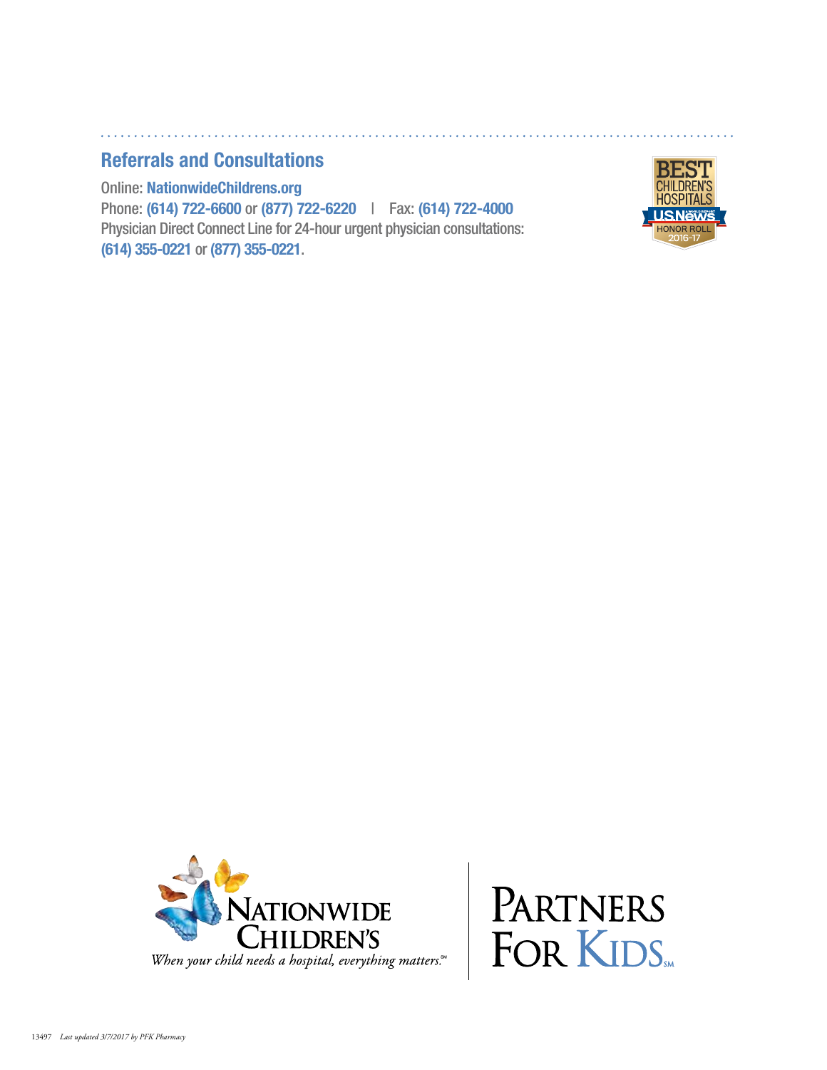## Referrals and Consultations

Online: **NationwideChildrens.org**
Phone: **(614) 722-6600** or **(877) 722-6220** | Fax: **(614) 722-4000**
Physician Direct Connect Line for 24-hour urgent physician consultations:
**(614) 355-0221** or **(877) 355-0221**.

BEST CHILDREN'S HOSPITALS
U.S. News & World Report
HONOR ROLL 2016-17

NATIONWIDE CHILDREN'S
*When your child needs a hospital, everything matters.*℠

PARTNERS FOR KIDS℠

13497 *Last updated 3/7/2017 by PFK Pharmacy*